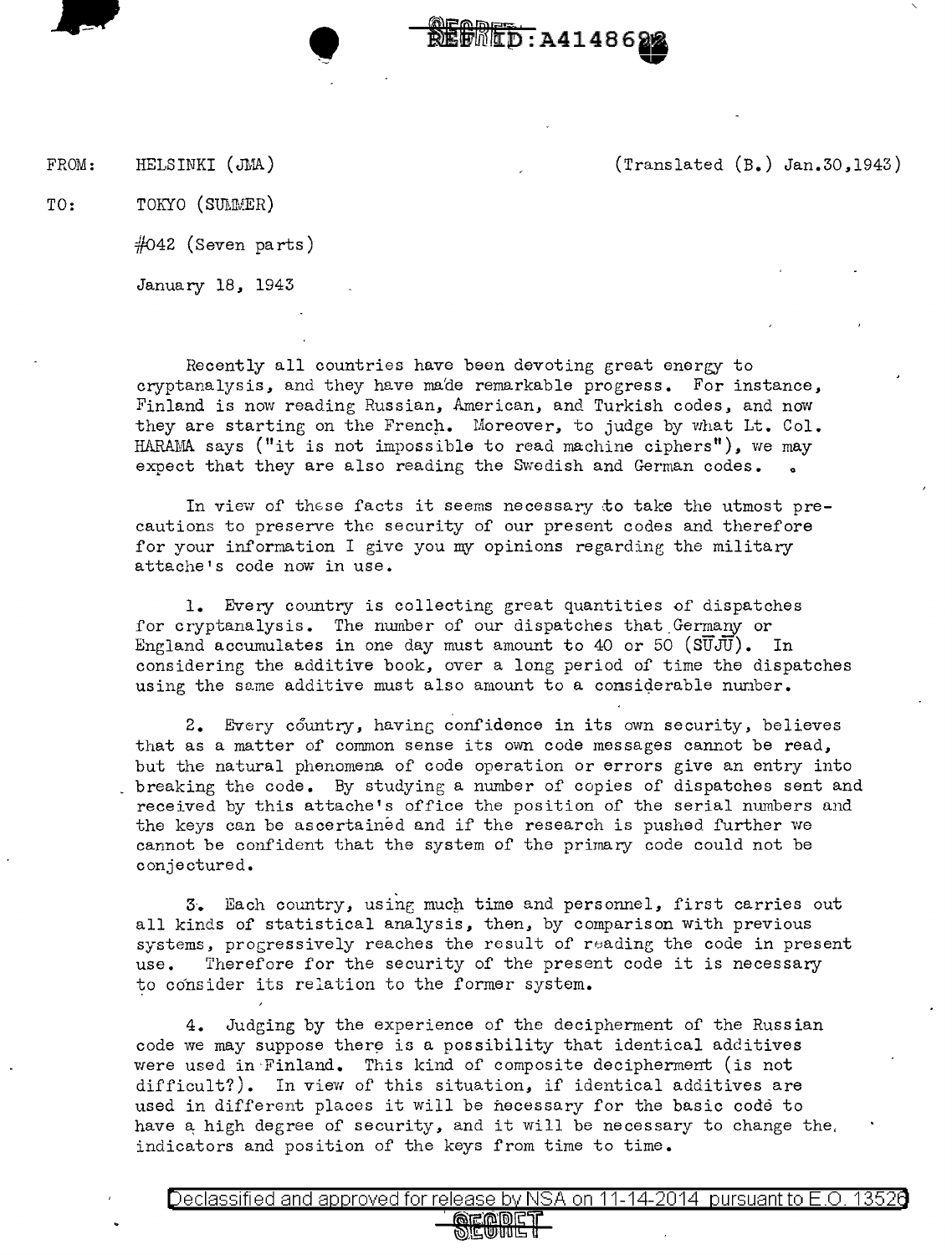FROM: HELSINKI (JMA) (Translated (B.) Jan.30,1943)

TO: TOKYO (SUMMER)

#042 (Seven parts)

January 18, 1943

Recently all countries have been devoting great energy to cryptanalysis, and they have made remarkable progress. For instance, Finland is now reading Russian, American, and Turkish codes, and now they are starting on the French. Moreover, to judge by what Lt. Col. HARAMA says ("it is not impossible to read machine ciphers"), we may expect that they are also reading the Swedish and German codes.

In view of these facts it seems necessary to take the utmost precautions to preserve the security of our present codes and therefore for your information I give you my opinions regarding the military attache's code now in use.

1. Every country is collecting great quantities of dispatches for cryptanalysis. The number of our dispatches that Germany or England accumulates in one day must amount to 40 or 50 (SŪJŪ). In considering the additive book, over a long period of time the dispatches using the same additive must also amount to a considerable number.

2. Every country, having confidence in its own security, believes that as a matter of common sense its own code messages cannot be read, but the natural phenomena of code operation or errors give an entry into breaking the code. By studying a number of copies of dispatches sent and received by this attache's office the position of the serial numbers and the keys can be ascertained and if the research is pushed further we cannot be confident that the system of the primary code could not be conjectured.

3. Each country, using much time and personnel, first carries out all kinds of statistical analysis, then, by comparison with previous systems, progressively reaches the result of reading the code in present use. Therefore for the security of the present code it is necessary to consider its relation to the former system.

4. Judging by the experience of the decipherment of the Russian code we may suppose there is a possibility that identical additives were used in Finland. This kind of composite decipherment (is not difficult?). In view of this situation, if identical additives are used in different places it will be necessary for the basic code to have a high degree of security, and it will be necessary to change the indicators and position of the keys from time to time.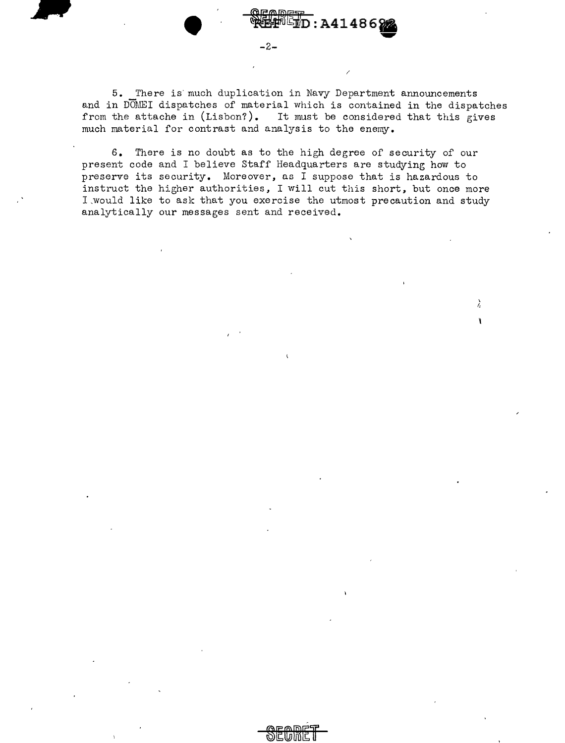5. There is much duplication in Navy Department announcements and in DOMEI dispatches of material which is contained in the dispatches from the attache in (Lisbon?). It must be considered that this gives much material for contrast and analysis to the enemy.

6. There is no doubt as to the high degree of security of our present code and I believe Staff Headquarters are studying how to preserve its security. Moreover, as I suppose that is hazardous to instruct the higher authorities, I will cut this short, but once more I would like to ask that you exercise the utmost precaution and study analytically our messages sent and received.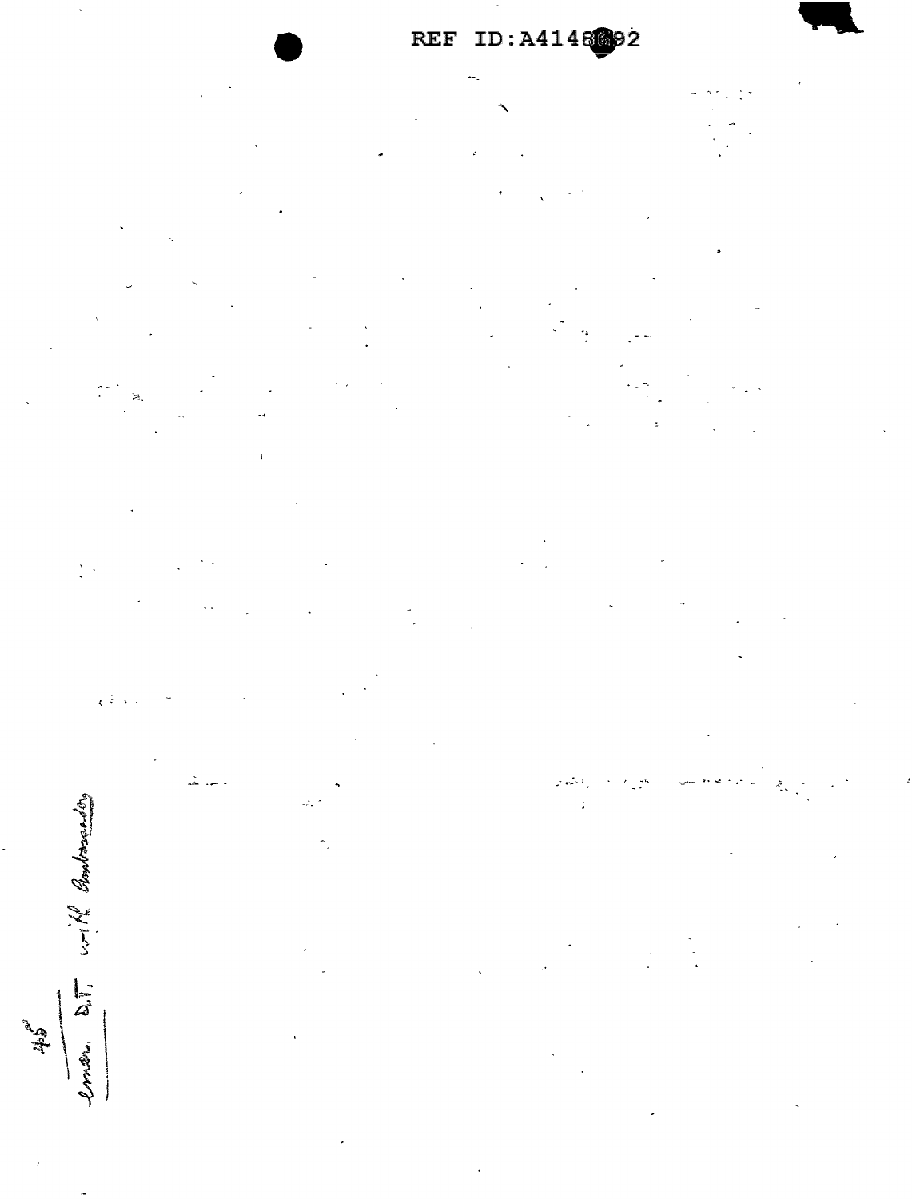495

Emer. D.T. with Ambassador